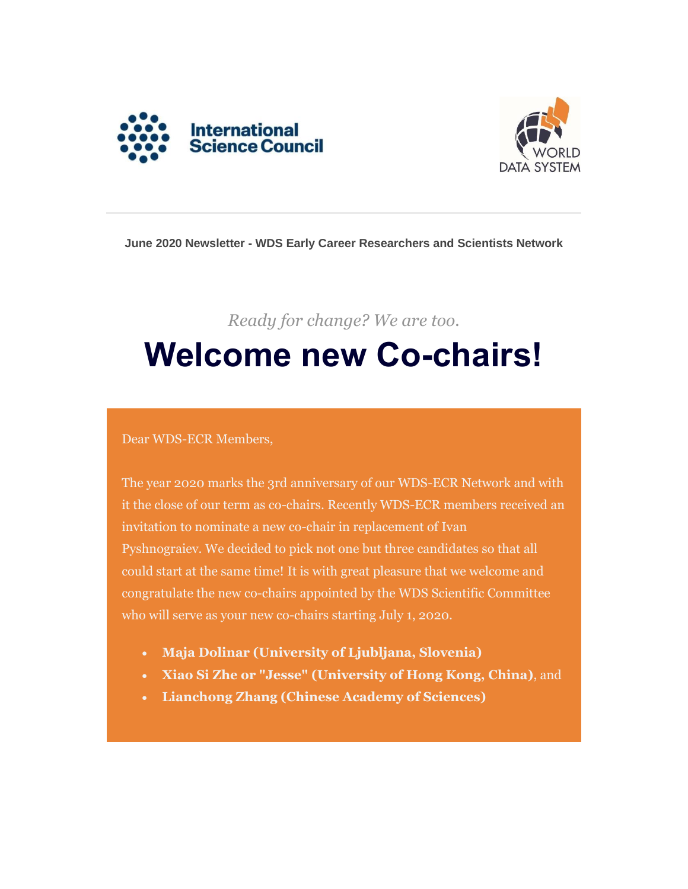International Science Council

WORLD DATA SYSTEM

**June 2020 Newsletter - WDS Early Career Researchers and Scientists Network**

*Ready for change? We are too.*

# Welcome new Co-chairs!

Dear WDS-ECR Members,

The year 2020 marks the 3rd anniversary of our WDS-ECR Network and with it the close of our term as co-chairs. Recently WDS-ECR members received an invitation to nominate a new co-chair in replacement of Ivan Pyshnograiev. We decided to pick not one but three candidates so that all could start at the same time! It is with great pleasure that we welcome and congratulate the new co-chairs appointed by the WDS Scientific Committee who will serve as your new co-chairs starting July 1, 2020.

- **Maja Dolinar (University of Ljubljana, Slovenia)**
- **Xiao Si Zhe or "Jesse" (University of Hong Kong, China)**, and
- **Lianchong Zhang (Chinese Academy of Sciences)**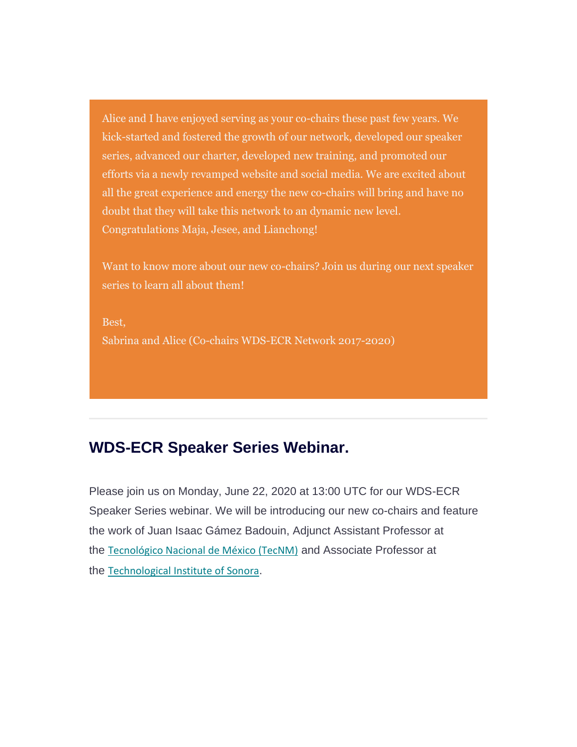Alice and I have enjoyed serving as your co-chairs these past few years. We kick-started and fostered the growth of our network, developed our speaker series, advanced our charter, developed new training, and promoted our efforts via a newly revamped website and social media. We are excited about all the great experience and energy the new co-chairs will bring and have no doubt that they will take this network to an dynamic new level. Congratulations Maja, Jesee, and Lianchong!

Want to know more about our new co-chairs? Join us during our next speaker series to learn all about them!

Best,
Sabrina and Alice (Co-chairs WDS-ECR Network 2017-2020)

---

## WDS-ECR Speaker Series Webinar.

Please join us on Monday, June 22, 2020 at 13:00 UTC for our WDS-ECR Speaker Series webinar. We will be introducing our new co-chairs and feature the work of Juan Isaac Gámez Badouin, Adjunct Assistant Professor at the Tecnológico Nacional de México (TecNM) and Associate Professor at the Technological Institute of Sonora.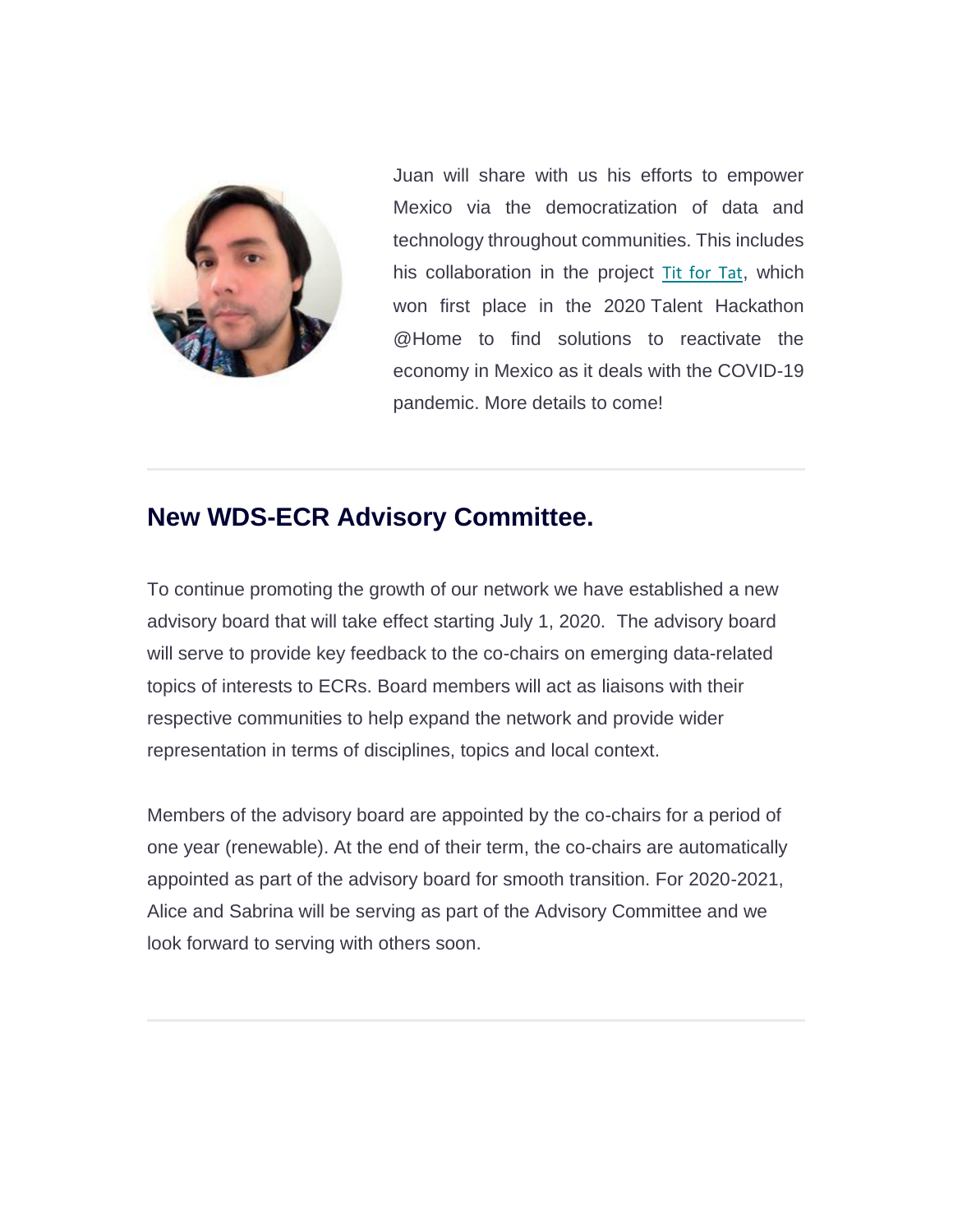Juan will share with us his efforts to empower Mexico via the democratization of data and technology throughout communities. This includes his collaboration in the project Tit for Tat, which won first place in the 2020 Talent Hackathon @Home to find solutions to reactivate the economy in Mexico as it deals with the COVID-19 pandemic. More details to come!

---

## New WDS-ECR Advisory Committee.

To continue promoting the growth of our network we have established a new advisory board that will take effect starting July 1, 2020. The advisory board will serve to provide key feedback to the co-chairs on emerging data-related topics of interests to ECRs. Board members will act as liaisons with their respective communities to help expand the network and provide wider representation in terms of disciplines, topics and local context.

Members of the advisory board are appointed by the co-chairs for a period of one year (renewable). At the end of their term, the co-chairs are automatically appointed as part of the advisory board for smooth transition. For 2020-2021, Alice and Sabrina will be serving as part of the Advisory Committee and we look forward to serving with others soon.

---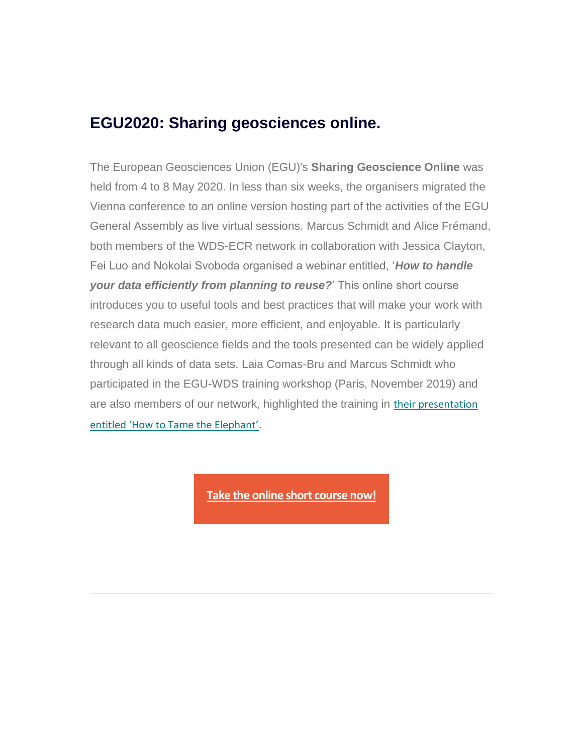## EGU2020: Sharing geosciences online.

The European Geosciences Union (EGU)'s **Sharing Geoscience Online** was held from 4 to 8 May 2020. In less than six weeks, the organisers migrated the Vienna conference to an online version hosting part of the activities of the EGU General Assembly as live virtual sessions. Marcus Schmidt and Alice Frémand, both members of the WDS-ECR network in collaboration with Jessica Clayton, Fei Luo and Nokolai Svoboda organised a webinar entitled, '***How to handle your data efficiently from planning to reuse?***' This online short course introduces you to useful tools and best practices that will make your work with research data much easier, more efficient, and enjoyable. It is particularly relevant to all geoscience fields and the tools presented can be widely applied through all kinds of data sets. Laia Comas-Bru and Marcus Schmidt who participated in the EGU-WDS training workshop (Paris, November 2019) and are also members of our network, highlighted the training in their presentation entitled 'How to Tame the Elephant'.

**Take the online short course now!**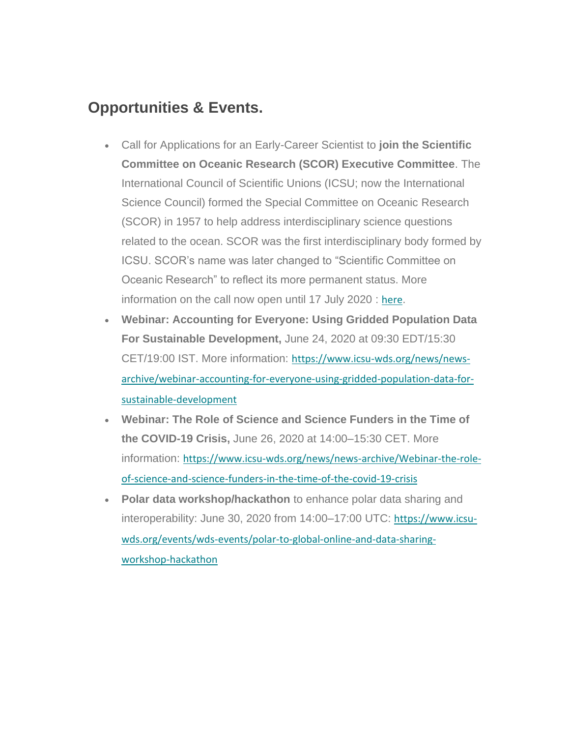## Opportunities & Events.

- Call for Applications for an Early-Career Scientist to **join the Scientific Committee on Oceanic Research (SCOR) Executive Committee**. The International Council of Scientific Unions (ICSU; now the International Science Council) formed the Special Committee on Oceanic Research (SCOR) in 1957 to help address interdisciplinary science questions related to the ocean. SCOR was the first interdisciplinary body formed by ICSU. SCOR's name was later changed to "Scientific Committee on Oceanic Research" to reflect its more permanent status. More information on the call now open until 17 July 2020 : [here](here).
- **Webinar: Accounting for Everyone: Using Gridded Population Data For Sustainable Development,** June 24, 2020 at 09:30 EDT/15:30 CET/19:00 IST. More information: https://www.icsu-wds.org/news/news-archive/webinar-accounting-for-everyone-using-gridded-population-data-for-sustainable-development
- **Webinar: The Role of Science and Science Funders in the Time of the COVID-19 Crisis,** June 26, 2020 at 14:00–15:30 CET. More information: https://www.icsu-wds.org/news/news-archive/Webinar-the-role-of-science-and-science-funders-in-the-time-of-the-covid-19-crisis
- **Polar data workshop/hackathon** to enhance polar data sharing and interoperability: June 30, 2020 from 14:00–17:00 UTC: https://www.icsu-wds.org/events/wds-events/polar-to-global-online-and-data-sharing-workshop-hackathon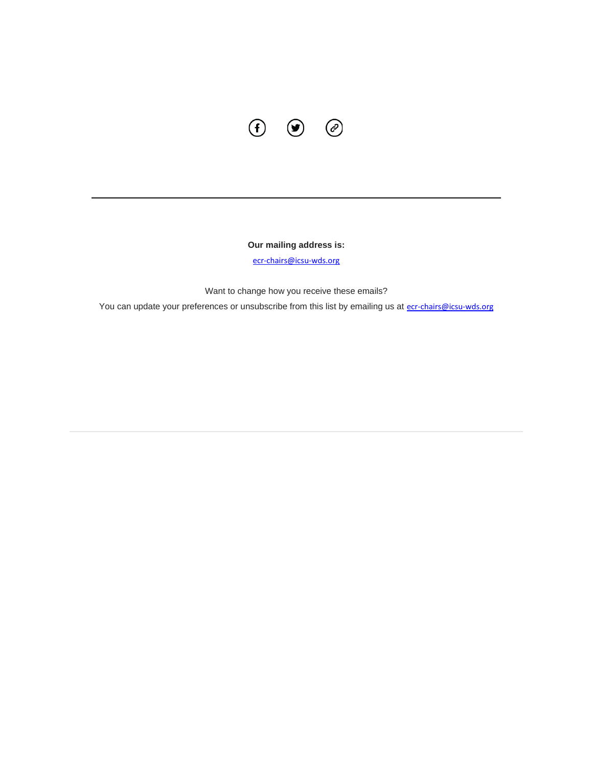**Our mailing address is:**

ecr-chairs@icsu-wds.org

Want to change how you receive these emails?

You can update your preferences or unsubscribe from this list by emailing us at ecr-chairs@icsu-wds.org